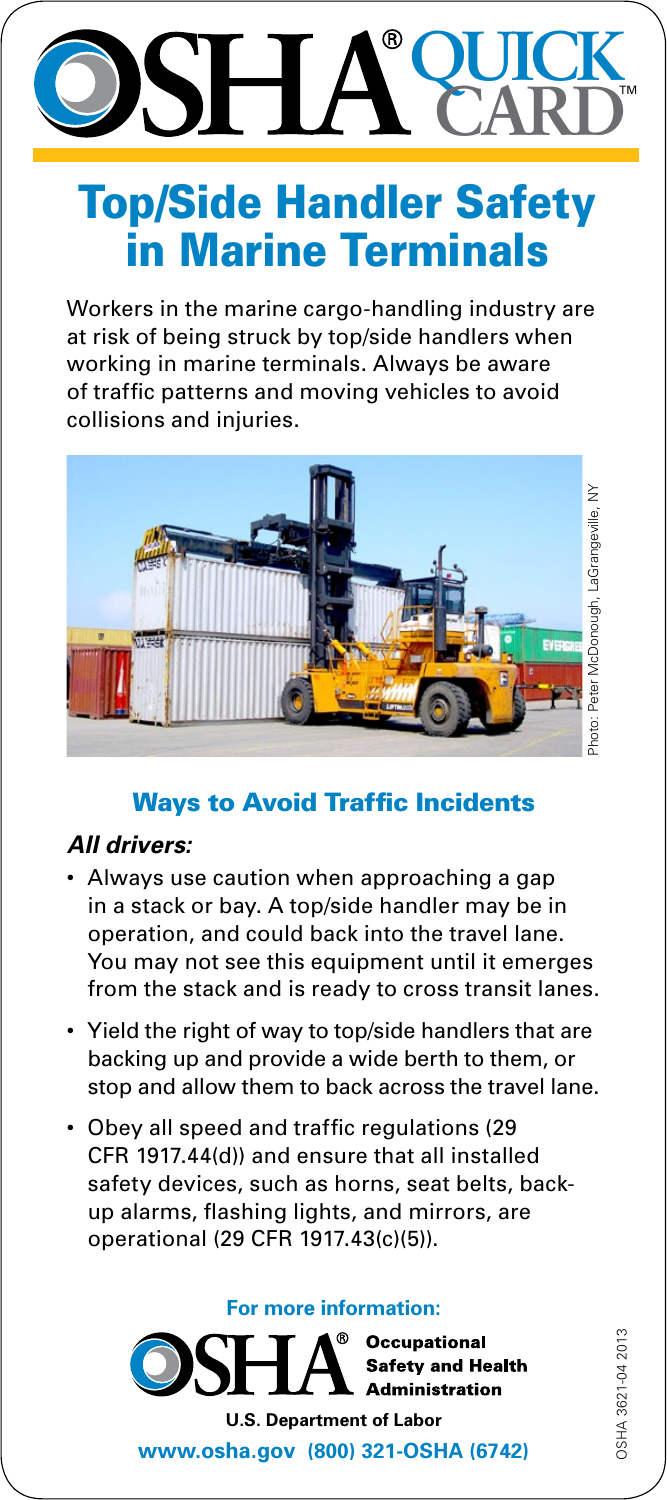# OSHA® QUICK CARD™

# Top/Side Handler Safety in Marine Terminals

Workers in the marine cargo-handling industry are at risk of being struck by top/side handlers when working in marine terminals. Always be aware of traffic patterns and moving vehicles to avoid collisions and injuries.

Photo: Peter McDonough, LaGrangeville, NY

## Ways to Avoid Traffic Incidents

### *All drivers:*

- Always use caution when approaching a gap in a stack or bay. A top/side handler may be in operation, and could back into the travel lane. You may not see this equipment until it emerges from the stack and is ready to cross transit lanes.
- Yield the right of way to top/side handlers that are backing up and provide a wide berth to them, or stop and allow them to back across the travel lane.
- Obey all speed and traffic regulations (29 CFR 1917.44(d)) and ensure that all installed safety devices, such as horns, seat belts, back-up alarms, flashing lights, and mirrors, are operational (29 CFR 1917.43(c)(5)).

**For more information:**

**OSHA® Occupational Safety and Health Administration**

**U.S. Department of Labor**

**www.osha.gov (800) 321-OSHA (6742)**

OSHA 3621-04 2013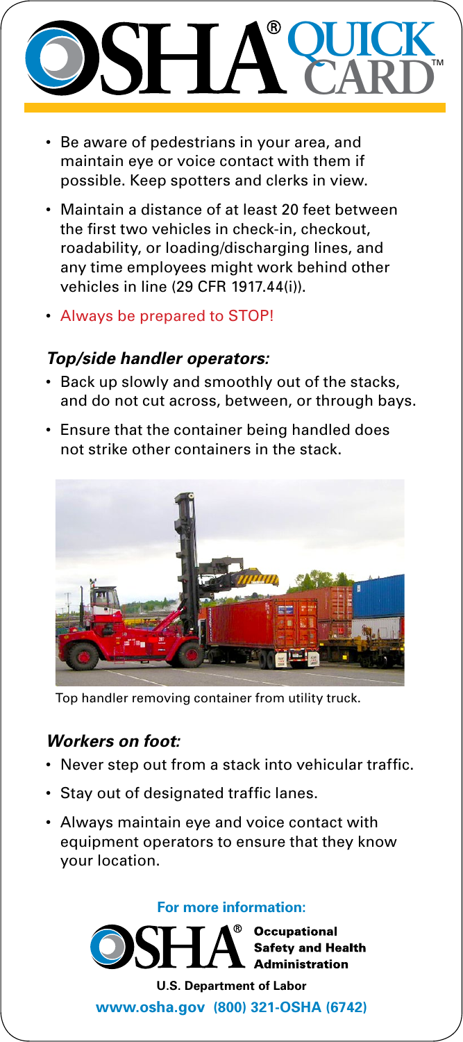# OSHA® QUICK CARD™

- Be aware of pedestrians in your area, and maintain eye or voice contact with them if possible. Keep spotters and clerks in view.
- Maintain a distance of at least 20 feet between the first two vehicles in check-in, checkout, roadability, or loading/discharging lines, and any time employees might work behind other vehicles in line (29 CFR 1917.44(i)).
- Always be prepared to STOP!

### *Top/side handler operators:*

- Back up slowly and smoothly out of the stacks, and do not cut across, between, or through bays.
- Ensure that the container being handled does not strike other containers in the stack.

Top handler removing container from utility truck.

### *Workers on foot:*

- Never step out from a stack into vehicular traffic.
- Stay out of designated traffic lanes.
- Always maintain eye and voice contact with equipment operators to ensure that they know your location.

**For more information:**

OSHA® Occupational Safety and Health Administration

**U.S. Department of Labor**

**www.osha.gov (800) 321-OSHA (6742)**